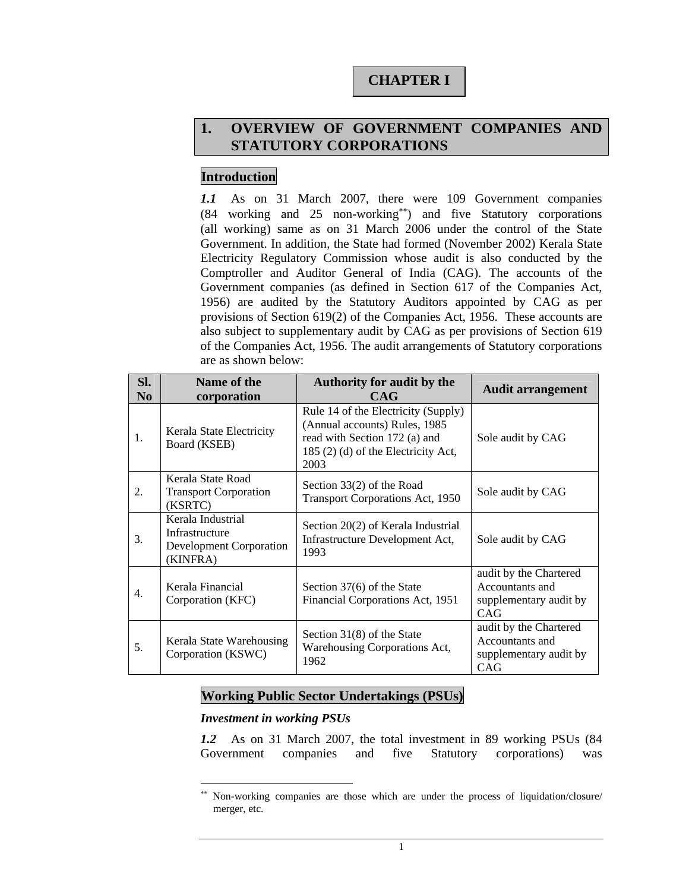# CHAPTER I

## 1. OVERVIEW OF GOVERNMENT COMPANIES AND STATUTORY CORPORATIONS

### Introduction

***1.1*** As on 31 March 2007, there were 109 Government companies (84 working and 25 non-working[**]) and five Statutory corporations (all working) same as on 31 March 2006 under the control of the State Government. In addition, the State had formed (November 2002) Kerala State Electricity Regulatory Commission whose audit is also conducted by the Comptroller and Auditor General of India (CAG). The accounts of the Government companies (as defined in Section 617 of the Companies Act, 1956) are audited by the Statutory Auditors appointed by CAG as per provisions of Section 619(2) of the Companies Act, 1956. These accounts are also subject to supplementary audit by CAG as per provisions of Section 619 of the Companies Act, 1956. The audit arrangements of Statutory corporations are as shown below:

| Sl. No | Name of the corporation | Authority for audit by the CAG | Audit arrangement |
|---|---|---|---|
| 1. | Kerala State Electricity Board (KSEB) | Rule 14 of the Electricity (Supply) (Annual accounts) Rules, 1985 read with Section 172 (a) and 185 (2) (d) of the Electricity Act, 2003 | Sole audit by CAG |
| 2. | Kerala State Road Transport Corporation (KSRTC) | Section 33(2) of the Road Transport Corporations Act, 1950 | Sole audit by CAG |
| 3. | Kerala Industrial Infrastructure Development Corporation (KINFRA) | Section 20(2) of Kerala Industrial Infrastructure Development Act, 1993 | Sole audit by CAG |
| 4. | Kerala Financial Corporation (KFC) | Section 37(6) of the State Financial Corporations Act, 1951 | audit by the Chartered Accountants and supplementary audit by CAG |
| 5. | Kerala State Warehousing Corporation (KSWC) | Section 31(8) of the State Warehousing Corporations Act, 1962 | audit by the Chartered Accountants and supplementary audit by CAG |

### Working Public Sector Undertakings (PSUs)

***Investment in working PSUs***

***1.2*** As on 31 March 2007, the total investment in 89 working PSUs (84 Government companies and five Statutory corporations) was

[**] Non-working companies are those which are under the process of liquidation/closure/ merger, etc.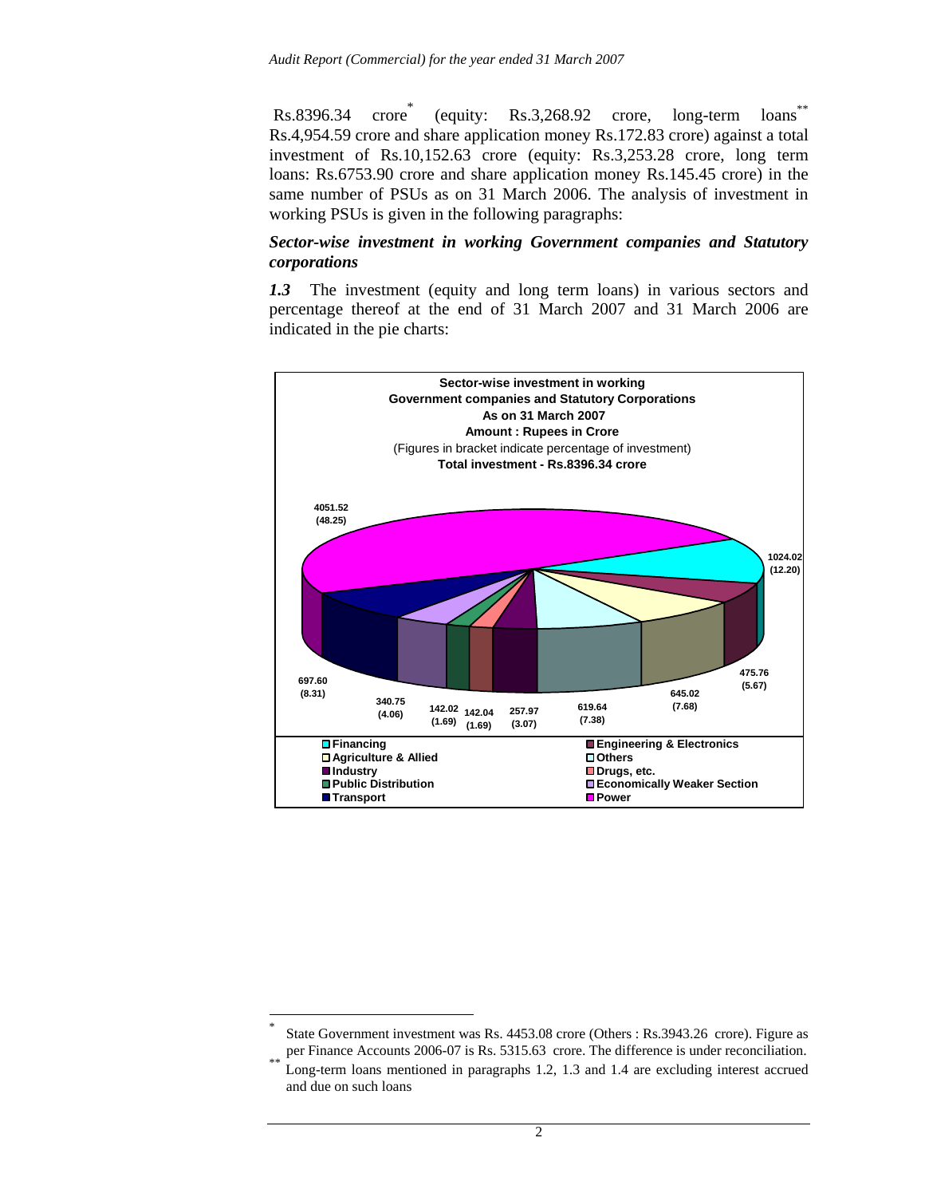Rs.8396.34 crore* (equity: Rs.3,268.92 crore, long-term loans** Rs.4,954.59 crore and share application money Rs.172.83 crore) against a total investment of Rs.10,152.63 crore (equity: Rs.3,253.28 crore, long term loans: Rs.6753.90 crore and share application money Rs.145.45 crore) in the same number of PSUs as on 31 March 2006. The analysis of investment in working PSUs is given in the following paragraphs:

### *Sector-wise investment in working Government companies and Statutory corporations*

***1.3*** The investment (equity and long term loans) in various sectors and percentage thereof at the end of 31 March 2007 and 31 March 2006 are indicated in the pie charts:

**Sector-wise investment in working Government companies and Statutory Corporations As on 31 March 2007**
**Amount : Rupees in Crore**
(Figures in bracket indicate percentage of investment)
**Total investment - Rs.8396.34 crore**

| Sector | Amount | Percentage |
|---|---|---|
| Power | 4051.52 | (48.25) |
| Financing | 1024.02 | (12.20) |
| Engineering & Electronics | 475.76 | (5.67) |
| Agriculture & Allied | 645.02 | (7.68) |
| Others | 619.64 | (7.38) |
| Industry | 257.97 | (3.07) |
| Drugs, etc. | 142.04 | (1.69) |
| Public Distribution | 142.02 | (1.69) |
| Economically Weaker Section | 340.75 | (4.06) |
| Transport | 697.60 | (8.31) |

---

\* State Government investment was Rs. 4453.08 crore (Others : Rs.3943.26 crore). Figure as per Finance Accounts 2006-07 is Rs. 5315.63 crore. The difference is under reconciliation.

\*\* Long-term loans mentioned in paragraphs 1.2, 1.3 and 1.4 are excluding interest accrued and due on such loans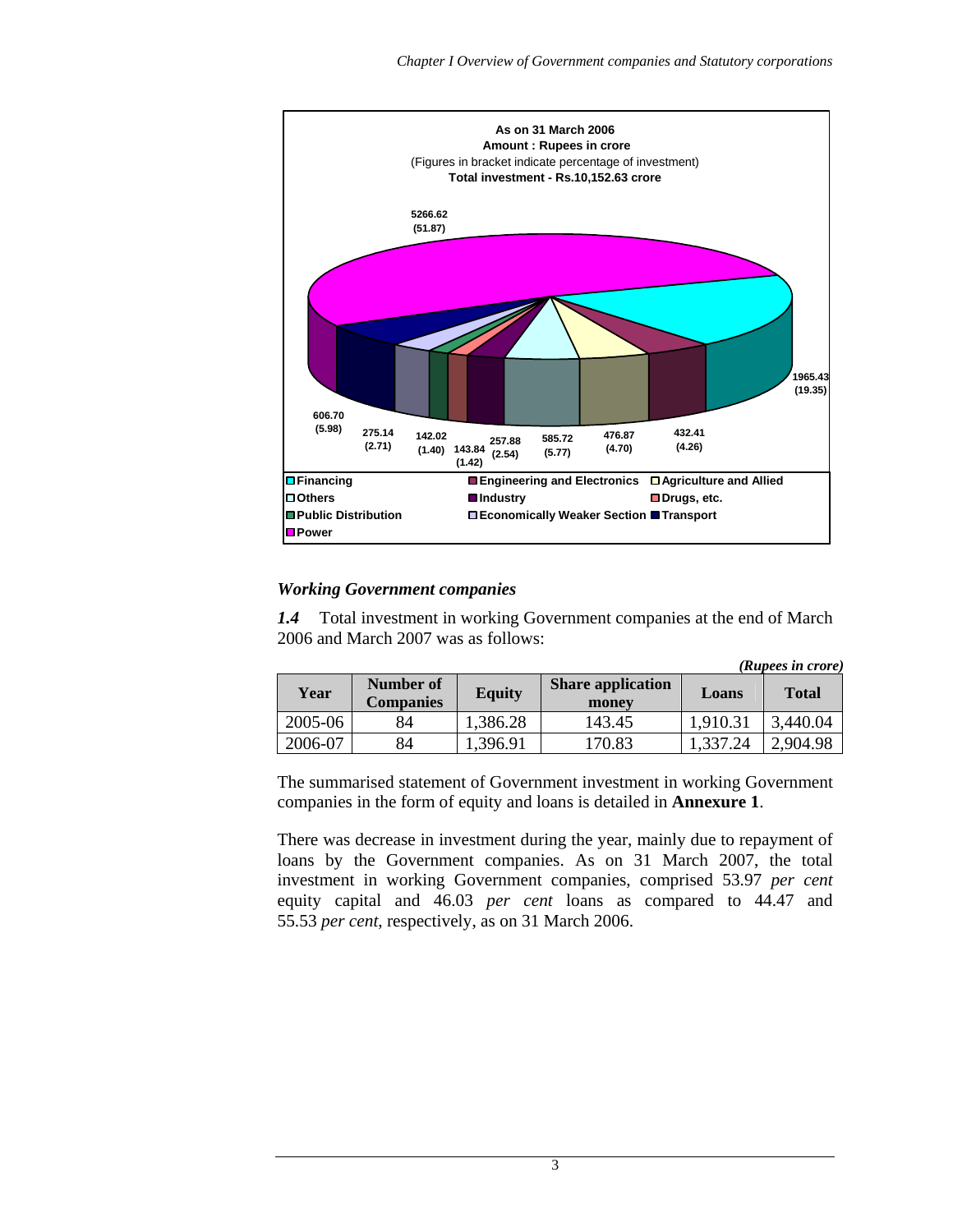As on 31 March 2006
Amount : Rupees in crore
(Figures in bracket indicate percentage of investment)
Total investment - Rs.10,152.63 crore

5266.62 (51.87), 1965.43 (19.35), 432.41 (4.26), 476.87 (4.70), 585.72 (5.77), 257.88 (2.54), 143.84 (1.42), 142.02 (1.40), 275.14 (2.71), 606.70 (5.98)

Financing, Engineering and Electronics, Agriculture and Allied, Others, Industry, Drugs, etc., Public Distribution, Economically Weaker Section, Transport, Power

### *Working Government companies*

***1.4*** Total investment in working Government companies at the end of March 2006 and March 2007 was as follows:

*(Rupees in crore)*

| Year | Number of Companies | Equity | Share application money | Loans | Total |
|---|---|---|---|---|---|
| 2005-06 | 84 | 1,386.28 | 143.45 | 1,910.31 | 3,440.04 |
| 2006-07 | 84 | 1,396.91 | 170.83 | 1,337.24 | 2,904.98 |

The summarised statement of Government investment in working Government companies in the form of equity and loans is detailed in **Annexure 1**.

There was decrease in investment during the year, mainly due to repayment of loans by the Government companies. As on 31 March 2007, the total investment in working Government companies, comprised 53.97 *per cent* equity capital and 46.03 *per cent* loans as compared to 44.47 and 55.53 *per cent*, respectively, as on 31 March 2006.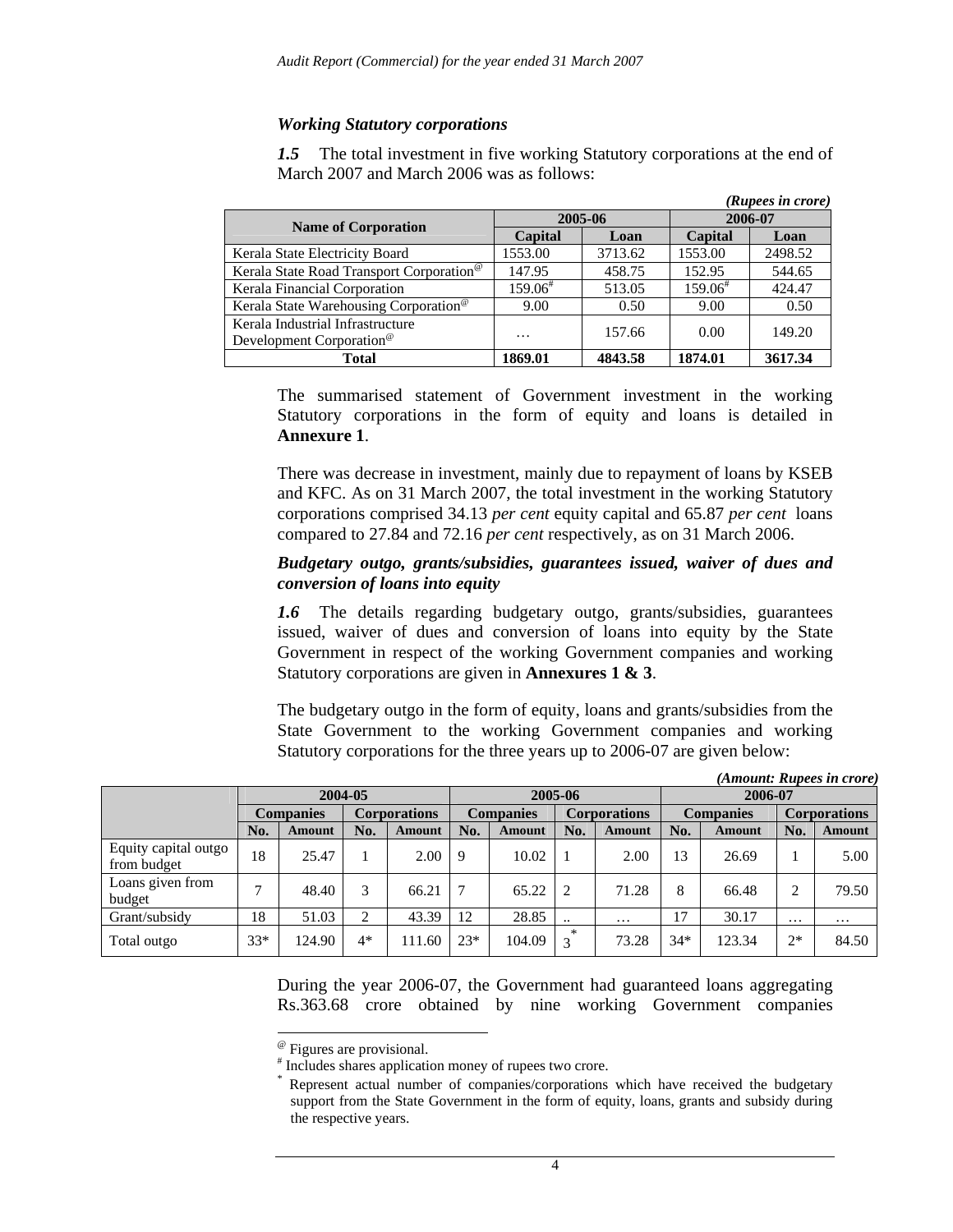### *Working Statutory corporations*

***1.5*** The total investment in five working Statutory corporations at the end of March 2007 and March 2006 was as follows:

*(Rupees in crore)*

| Name of Corporation | 2005-06 | | 2006-07 | |
|---|---|---|---|---|
| | Capital | Loan | Capital | Loan |
| Kerala State Electricity Board | 1553.00 | 3713.62 | 1553.00 | 2498.52 |
| Kerala State Road Transport Corporation[@] | 147.95 | 458.75 | 152.95 | 544.65 |
| Kerala Financial Corporation | 159.06[#] | 513.05 | 159.06[#] | 424.47 |
| Kerala State Warehousing Corporation[@] | 9.00 | 0.50 | 9.00 | 0.50 |
| Kerala Industrial Infrastructure Development Corporation[@] | … | 157.66 | 0.00 | 149.20 |
| **Total** | **1869.01** | **4843.58** | **1874.01** | **3617.34** |

The summarised statement of Government investment in the working Statutory corporations in the form of equity and loans is detailed in **Annexure 1**.

There was decrease in investment, mainly due to repayment of loans by KSEB and KFC. As on 31 March 2007, the total investment in the working Statutory corporations comprised 34.13 *per cent* equity capital and 65.87 *per cent* loans compared to 27.84 and 72.16 *per cent* respectively, as on 31 March 2006.

### *Budgetary outgo, grants/subsidies, guarantees issued, waiver of dues and conversion of loans into equity*

***1.6*** The details regarding budgetary outgo, grants/subsidies, guarantees issued, waiver of dues and conversion of loans into equity by the State Government in respect of the working Government companies and working Statutory corporations are given in **Annexures 1 & 3**.

The budgetary outgo in the form of equity, loans and grants/subsidies from the State Government to the working Government companies and working Statutory corporations for the three years up to 2006-07 are given below:

*(Amount: Rupees in crore)*

| | 2004-05 | | | | 2005-06 | | | | 2006-07 | | | |
|---|---|---|---|---|---|---|---|---|---|---|---|---|
| | Companies | | Corporations | | Companies | | Corporations | | Companies | | Corporations | |
| | No. | Amount | No. | Amount | No. | Amount | No. | Amount | No. | Amount | No. | Amount |
| Equity capital outgo from budget | 18 | 25.47 | 1 | 2.00 | 9 | 10.02 | 1 | 2.00 | 13 | 26.69 | 1 | 5.00 |
| Loans given from budget | 7 | 48.40 | 3 | 66.21 | 7 | 65.22 | 2 | 71.28 | 8 | 66.48 | 2 | 79.50 |
| Grant/subsidy | 18 | 51.03 | 2 | 43.39 | 12 | 28.85 | .. | … | 17 | 30.17 | … | … |
| Total outgo | 33* | 124.90 | 4* | 111.60 | 23* | 104.09 | 3* | 73.28 | 34* | 123.34 | 2* | 84.50 |

During the year 2006-07, the Government had guaranteed loans aggregating Rs.363.68 crore obtained by nine working Government companies

---

[@] Figures are provisional.

[#] Includes shares application money of rupees two crore.

[*] Represent actual number of companies/corporations which have received the budgetary support from the State Government in the form of equity, loans, grants and subsidy during the respective years.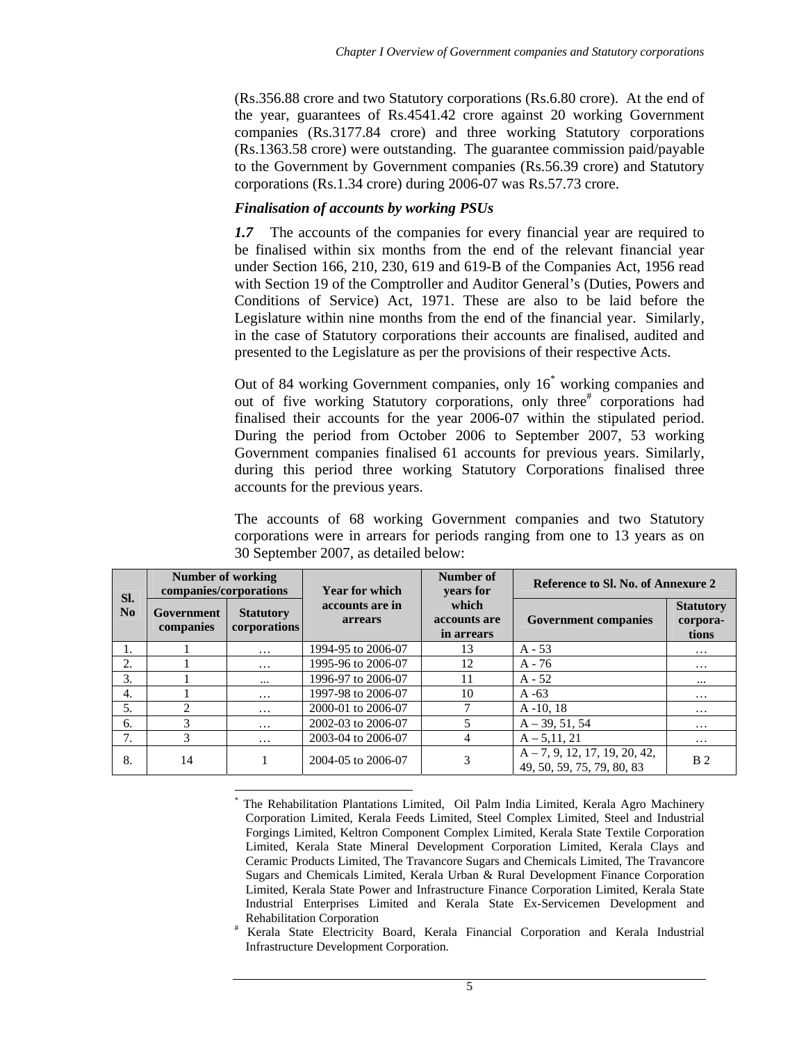(Rs.356.88 crore and two Statutory corporations (Rs.6.80 crore). At the end of the year, guarantees of Rs.4541.42 crore against 20 working Government companies (Rs.3177.84 crore) and three working Statutory corporations (Rs.1363.58 crore) were outstanding. The guarantee commission paid/payable to the Government by Government companies (Rs.56.39 crore) and Statutory corporations (Rs.1.34 crore) during 2006-07 was Rs.57.73 crore.

### *Finalisation of accounts by working PSUs*

***1.7*** The accounts of the companies for every financial year are required to be finalised within six months from the end of the relevant financial year under Section 166, 210, 230, 619 and 619-B of the Companies Act, 1956 read with Section 19 of the Comptroller and Auditor General's (Duties, Powers and Conditions of Service) Act, 1971. These are also to be laid before the Legislature within nine months from the end of the financial year. Similarly, in the case of Statutory corporations their accounts are finalised, audited and presented to the Legislature as per the provisions of their respective Acts.

Out of 84 working Government companies, only 16* working companies and out of five working Statutory corporations, only three# corporations had finalised their accounts for the year 2006-07 within the stipulated period. During the period from October 2006 to September 2007, 53 working Government companies finalised 61 accounts for previous years. Similarly, during this period three working Statutory Corporations finalised three accounts for the previous years.

The accounts of 68 working Government companies and two Statutory corporations were in arrears for periods ranging from one to 13 years as on 30 September 2007, as detailed below:

| Sl. No | Number of working companies/corporations | | Year for which accounts are in arrears | Number of years for which accounts are in arrears | Reference to Sl. No. of Annexure 2 | |
|---|---|---|---|---|---|---|
| | Government companies | Statutory corporations | | | Government companies | Statutory corpora-tions |
| 1. | 1 | … | 1994-95 to 2006-07 | 13 | A - 53 | … |
| 2. | 1 | … | 1995-96 to 2006-07 | 12 | A - 76 | … |
| 3. | 1 | ... | 1996-97 to 2006-07 | 11 | A - 52 | ... |
| 4. | 1 | … | 1997-98 to 2006-07 | 10 | A -63 | … |
| 5. | 2 | … | 2000-01 to 2006-07 | 7 | A -10, 18 | … |
| 6. | 3 | … | 2002-03 to 2006-07 | 5 | A – 39, 51, 54 | … |
| 7. | 3 | … | 2003-04 to 2006-07 | 4 | A – 5,11, 21 | … |
| 8. | 14 | 1 | 2004-05 to 2006-07 | 3 | A – 7, 9, 12, 17, 19, 20, 42, 49, 50, 59, 75, 79, 80, 83 | B 2 |

---

\* The Rehabilitation Plantations Limited, Oil Palm India Limited, Kerala Agro Machinery Corporation Limited, Kerala Feeds Limited, Steel Complex Limited, Steel and Industrial Forgings Limited, Keltron Component Complex Limited, Kerala State Textile Corporation Limited, Kerala State Mineral Development Corporation Limited, Kerala Clays and Ceramic Products Limited, The Travancore Sugars and Chemicals Limited, The Travancore Sugars and Chemicals Limited, Kerala Urban & Rural Development Finance Corporation Limited, Kerala State Power and Infrastructure Finance Corporation Limited, Kerala State Industrial Enterprises Limited and Kerala State Ex-Servicemen Development and Rehabilitation Corporation

\# Kerala State Electricity Board, Kerala Financial Corporation and Kerala Industrial Infrastructure Development Corporation.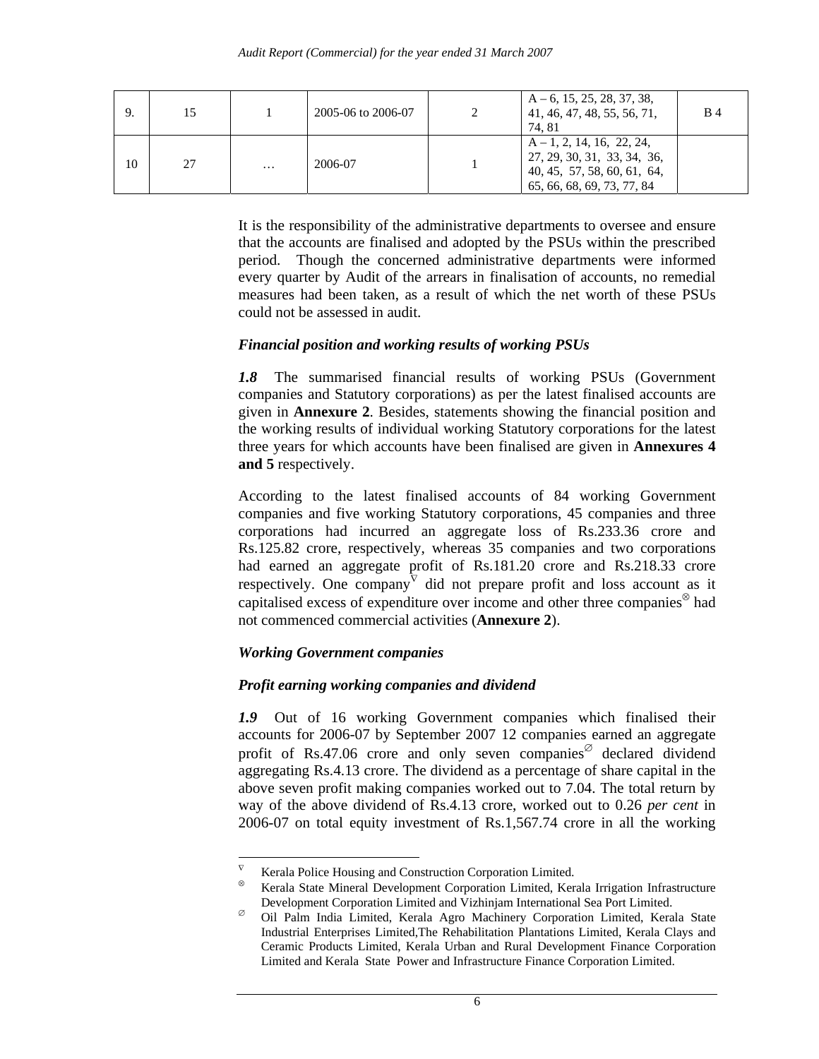| 9. | 15 | 1 | 2005-06 to 2006-07 | 2 | A – 6, 15, 25, 28, 37, 38, 41, 46, 47, 48, 55, 56, 71, 74, 81 | B 4 |
|---|---|---|---|---|---|---|
| 10 | 27 | … | 2006-07 | 1 | A – 1, 2, 14, 16, 22, 24, 27, 29, 30, 31, 33, 34, 36, 40, 45, 57, 58, 60, 61, 64, 65, 66, 68, 69, 73, 77, 84 | |

It is the responsibility of the administrative departments to oversee and ensure that the accounts are finalised and adopted by the PSUs within the prescribed period. Though the concerned administrative departments were informed every quarter by Audit of the arrears in finalisation of accounts, no remedial measures had been taken, as a result of which the net worth of these PSUs could not be assessed in audit.

### *Financial position and working results of working PSUs*

***1.8*** The summarised financial results of working PSUs (Government companies and Statutory corporations) as per the latest finalised accounts are given in **Annexure 2**. Besides, statements showing the financial position and the working results of individual working Statutory corporations for the latest three years for which accounts have been finalised are given in **Annexures 4 and 5** respectively.

According to the latest finalised accounts of 84 working Government companies and five working Statutory corporations, 45 companies and three corporations had incurred an aggregate loss of Rs.233.36 crore and Rs.125.82 crore, respectively, whereas 35 companies and two corporations had earned an aggregate profit of Rs.181.20 crore and Rs.218.33 crore respectively. One company[∇] did not prepare profit and loss account as it capitalised excess of expenditure over income and other three companies[⊗] had not commenced commercial activities (**Annexure 2**).

### *Working Government companies*

### *Profit earning working companies and dividend*

***1.9*** Out of 16 working Government companies which finalised their accounts for 2006-07 by September 2007 12 companies earned an aggregate profit of Rs.47.06 crore and only seven companies[∅] declared dividend aggregating Rs.4.13 crore. The dividend as a percentage of share capital in the above seven profit making companies worked out to 7.04. The total return by way of the above dividend of Rs.4.13 crore, worked out to 0.26 *per cent* in 2006-07 on total equity investment of Rs.1,567.74 crore in all the working

---

[∇] Kerala Police Housing and Construction Corporation Limited.

[⊗] Kerala State Mineral Development Corporation Limited, Kerala Irrigation Infrastructure Development Corporation Limited and Vizhinjam International Sea Port Limited.

[∅] Oil Palm India Limited, Kerala Agro Machinery Corporation Limited, Kerala State Industrial Enterprises Limited,The Rehabilitation Plantations Limited, Kerala Clays and Ceramic Products Limited, Kerala Urban and Rural Development Finance Corporation Limited and Kerala State Power and Infrastructure Finance Corporation Limited.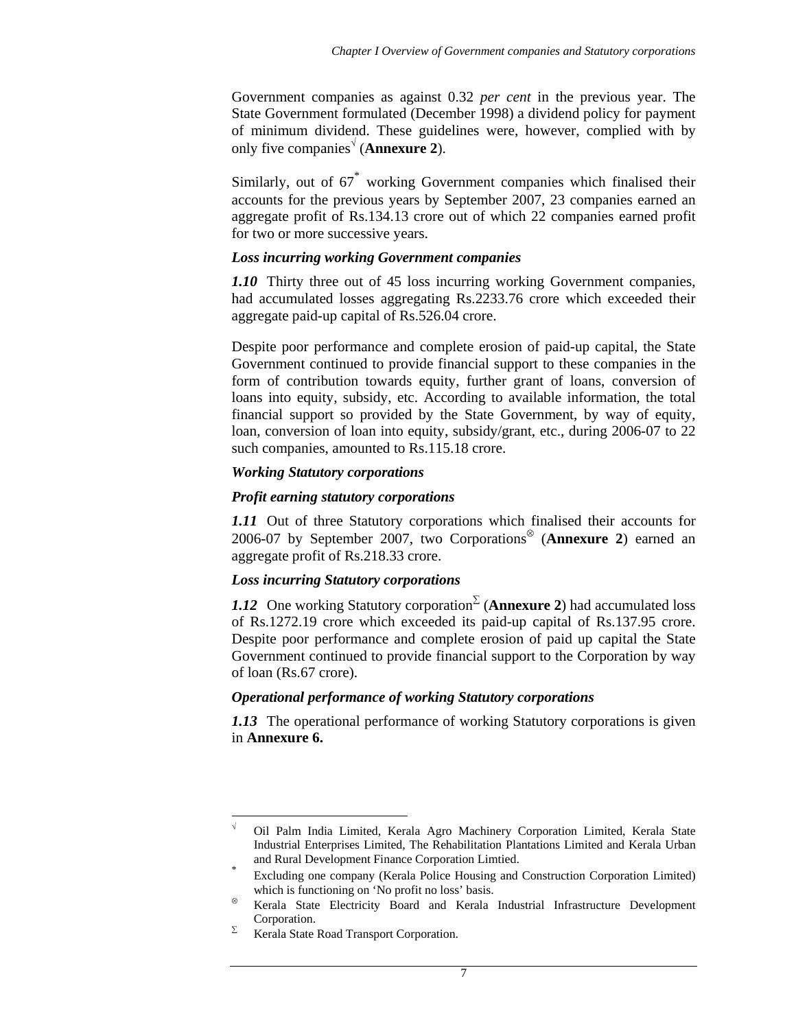Government companies as against 0.32 *per cent* in the previous year. The State Government formulated (December 1998) a dividend policy for payment of minimum dividend. These guidelines were, however, complied with by only five companies[√] (**Annexure 2**).

Similarly, out of 67[*] working Government companies which finalised their accounts for the previous years by September 2007, 23 companies earned an aggregate profit of Rs.134.13 crore out of which 22 companies earned profit for two or more successive years.

***Loss incurring working Government companies***

***1.10*** Thirty three out of 45 loss incurring working Government companies, had accumulated losses aggregating Rs.2233.76 crore which exceeded their aggregate paid-up capital of Rs.526.04 crore.

Despite poor performance and complete erosion of paid-up capital, the State Government continued to provide financial support to these companies in the form of contribution towards equity, further grant of loans, conversion of loans into equity, subsidy, etc. According to available information, the total financial support so provided by the State Government, by way of equity, loan, conversion of loan into equity, subsidy/grant, etc., during 2006-07 to 22 such companies, amounted to Rs.115.18 crore.

***Working Statutory corporations***

***Profit earning statutory corporations***

***1.11*** Out of three Statutory corporations which finalised their accounts for 2006-07 by September 2007, two Corporations[⊗] (**Annexure 2**) earned an aggregate profit of Rs.218.33 crore.

***Loss incurring Statutory corporations***

***1.12*** One working Statutory corporation[Σ] (**Annexure 2**) had accumulated loss of Rs.1272.19 crore which exceeded its paid-up capital of Rs.137.95 crore. Despite poor performance and complete erosion of paid up capital the State Government continued to provide financial support to the Corporation by way of loan (Rs.67 crore).

***Operational performance of working Statutory corporations***

***1.13*** The operational performance of working Statutory corporations is given in **Annexure 6.**

---

[√] Oil Palm India Limited, Kerala Agro Machinery Corporation Limited, Kerala State Industrial Enterprises Limited, The Rehabilitation Plantations Limited and Kerala Urban and Rural Development Finance Corporation Limtied.

[*] Excluding one company (Kerala Police Housing and Construction Corporation Limited) which is functioning on 'No profit no loss' basis.

[⊗] Kerala State Electricity Board and Kerala Industrial Infrastructure Development Corporation.

[Σ] Kerala State Road Transport Corporation.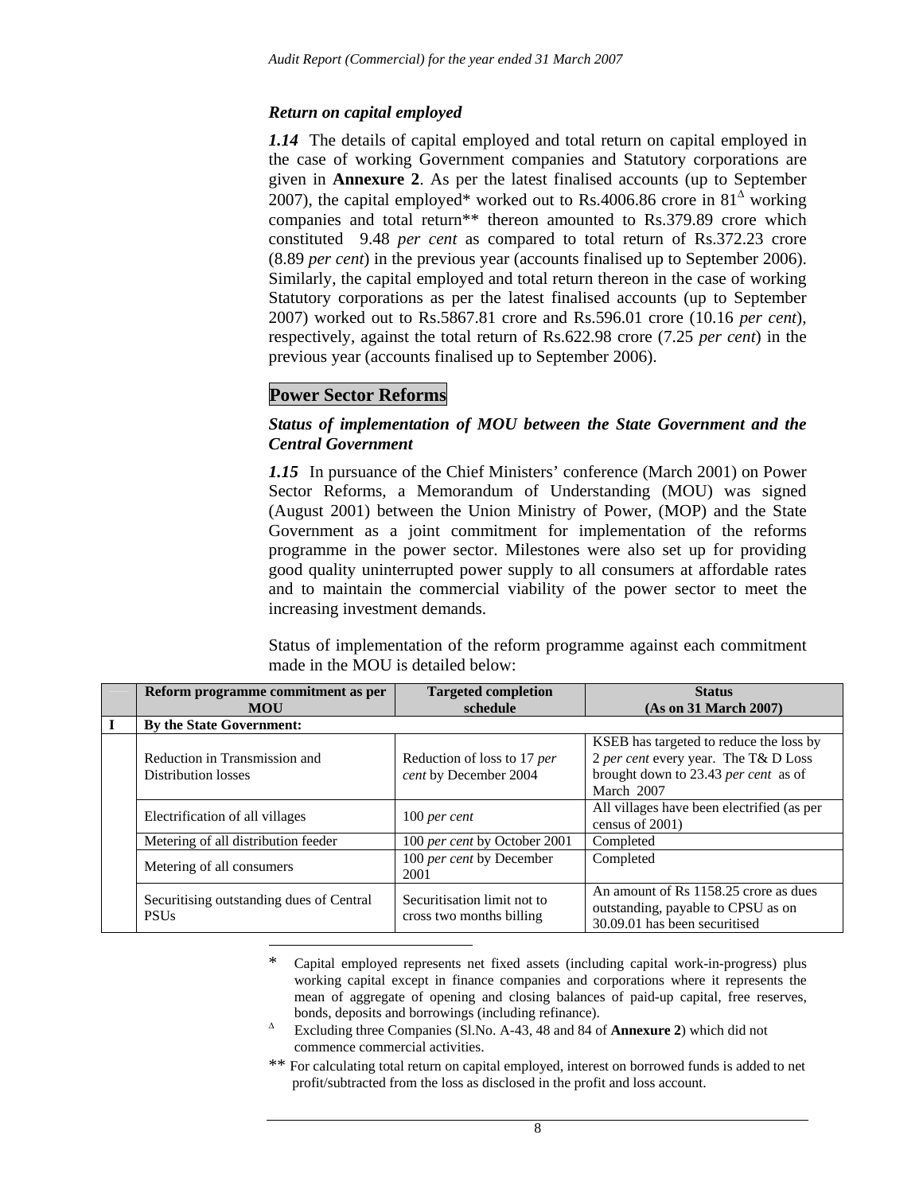### *Return on capital employed*

***1.14*** The details of capital employed and total return on capital employed in the case of working Government companies and Statutory corporations are given in **Annexure 2**. As per the latest finalised accounts (up to September 2007), the capital employed* worked out to Rs.4006.86 crore in 81[Δ] working companies and total return** thereon amounted to Rs.379.89 crore which constituted 9.48 *per cent* as compared to total return of Rs.372.23 crore (8.89 *per cent*) in the previous year (accounts finalised up to September 2006). Similarly, the capital employed and total return thereon in the case of working Statutory corporations as per the latest finalised accounts (up to September 2007) worked out to Rs.5867.81 crore and Rs.596.01 crore (10.16 *per cent*), respectively, against the total return of Rs.622.98 crore (7.25 *per cent*) in the previous year (accounts finalised up to September 2006).

## Power Sector Reforms

### *Status of implementation of MOU between the State Government and the Central Government*

***1.15*** In pursuance of the Chief Ministers' conference (March 2001) on Power Sector Reforms, a Memorandum of Understanding (MOU) was signed (August 2001) between the Union Ministry of Power, (MOP) and the State Government as a joint commitment for implementation of the reforms programme in the power sector. Milestones were also set up for providing good quality uninterrupted power supply to all consumers at affordable rates and to maintain the commercial viability of the power sector to meet the increasing investment demands.

Status of implementation of the reform programme against each commitment made in the MOU is detailed below:

| | Reform programme commitment as per MOU | Targeted completion schedule | Status (As on 31 March 2007) |
|---|---|---|---|
| **I** | **By the State Government:** | | |
| | Reduction in Transmission and Distribution losses | Reduction of loss to 17 *per cent* by December 2004 | KSEB has targeted to reduce the loss by 2 *per cent* every year. The T& D Loss brought down to 23.43 *per cent* as of March 2007 |
| | Electrification of all villages | 100 *per cent* | All villages have been electrified (as per census of 2001) |
| | Metering of all distribution feeder | 100 *per cent* by October 2001 | Completed |
| | Metering of all consumers | 100 *per cent* by December 2001 | Completed |
| | Securitising outstanding dues of Central PSUs | Securitisation limit not to cross two months billing | An amount of Rs 1158.25 crore as dues outstanding, payable to CPSU as on 30.09.01 has been securitised |

\* Capital employed represents net fixed assets (including capital work-in-progress) plus working capital except in finance companies and corporations where it represents the mean of aggregate of opening and closing balances of paid-up capital, free reserves, bonds, deposits and borrowings (including refinance).

Δ Excluding three Companies (Sl.No. A-43, 48 and 84 of **Annexure 2**) which did not commence commercial activities.

** For calculating total return on capital employed, interest on borrowed funds is added to net profit/subtracted from the loss as disclosed in the profit and loss account.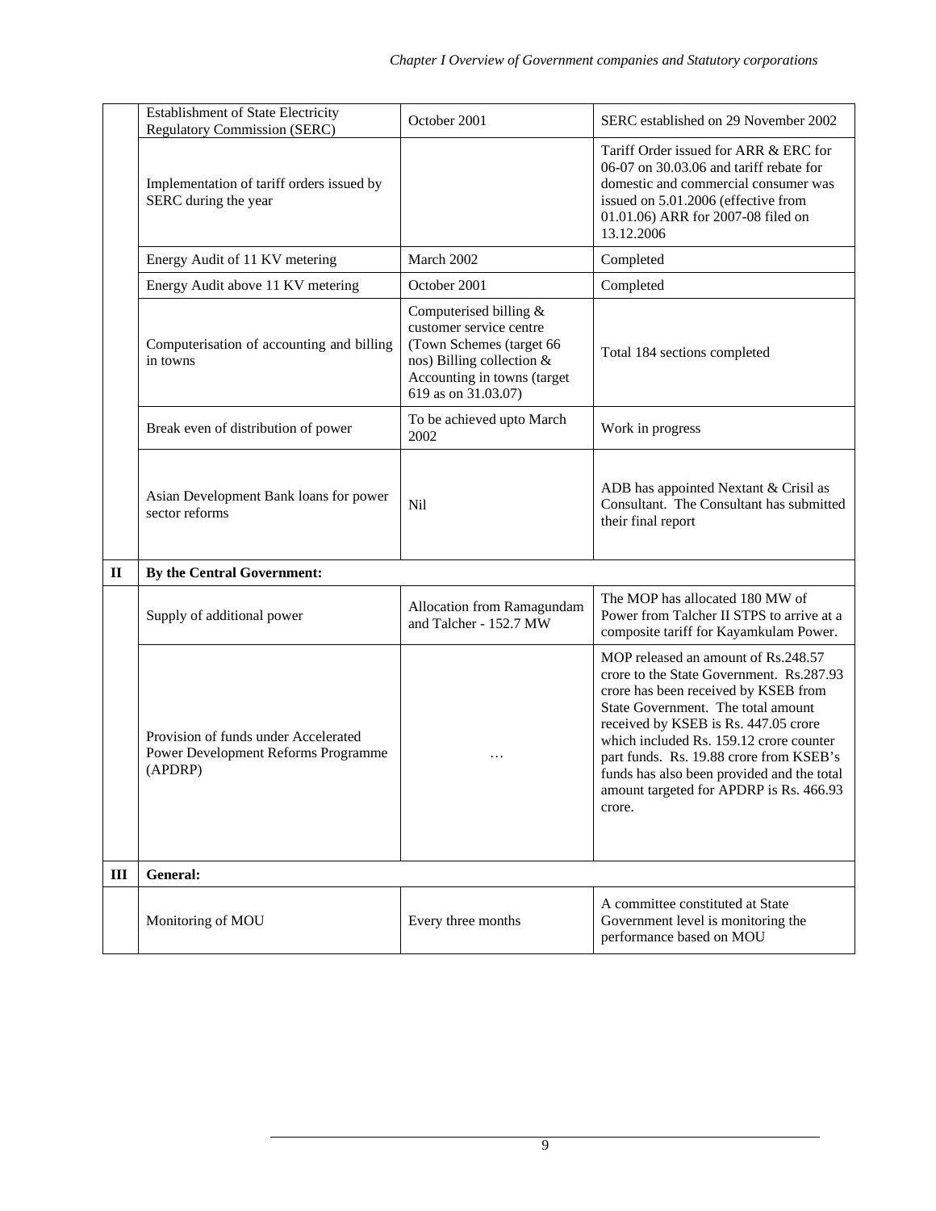| | | | |
|---|---|---|---|
| | Establishment of State Electricity Regulatory Commission (SERC) | October 2001 | SERC established on 29 November 2002 |
| | Implementation of tariff orders issued by SERC during the year | | Tariff Order issued for ARR & ERC for 06-07 on 30.03.06 and tariff rebate for domestic and commercial consumer was issued on 5.01.2006 (effective from 01.01.06) ARR for 2007-08 filed on 13.12.2006 |
| | Energy Audit of 11 KV metering | March 2002 | Completed |
| | Energy Audit above 11 KV metering | October 2001 | Completed |
| | Computerisation of accounting and billing in towns | Computerised billing & customer service centre (Town Schemes (target 66 nos) Billing collection & Accounting in towns (target 619 as on 31.03.07) | Total 184 sections completed |
| | Break even of distribution of power | To be achieved upto March 2002 | Work in progress |
| | Asian Development Bank loans for power sector reforms | Nil | ADB has appointed Nextant & Crisil as Consultant. The Consultant has submitted their final report |
| **II** | **By the Central Government:** | | |
| | Supply of additional power | Allocation from Ramagundam and Talcher - 152.7 MW | The MOP has allocated 180 MW of Power from Talcher II STPS to arrive at a composite tariff for Kayamkulam Power. |
| | Provision of funds under Accelerated Power Development Reforms Programme (APDRP) | … | MOP released an amount of Rs.248.57 crore to the State Government. Rs.287.93 crore has been received by KSEB from State Government. The total amount received by KSEB is Rs. 447.05 crore which included Rs. 159.12 crore counter part funds. Rs. 19.88 crore from KSEB's funds has also been provided and the total amount targeted for APDRP is Rs. 466.93 crore. |
| **III** | **General:** | | |
| | Monitoring of MOU | Every three months | A committee constituted at State Government level is monitoring the performance based on MOU |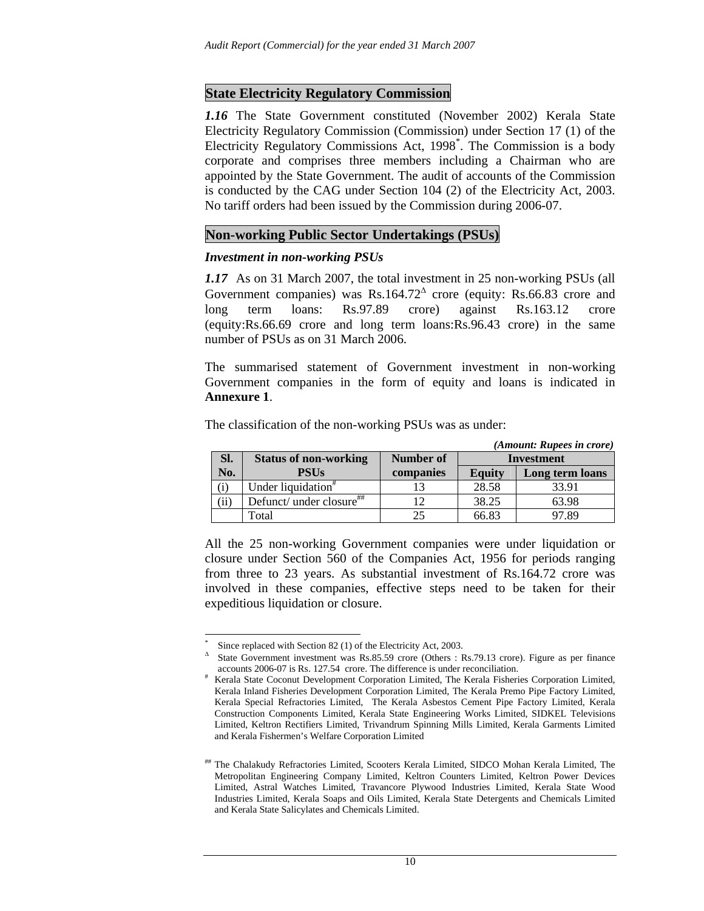## State Electricity Regulatory Commission

***1.16*** The State Government constituted (November 2002) Kerala State Electricity Regulatory Commission (Commission) under Section 17 (1) of the Electricity Regulatory Commissions Act, 1998[*]. The Commission is a body corporate and comprises three members including a Chairman who are appointed by the State Government. The audit of accounts of the Commission is conducted by the CAG under Section 104 (2) of the Electricity Act, 2003. No tariff orders had been issued by the Commission during 2006-07.

## Non-working Public Sector Undertakings (PSUs)

### *Investment in non-working PSUs*

***1.17*** As on 31 March 2007, the total investment in 25 non-working PSUs (all Government companies) was Rs.164.72[Δ] crore (equity: Rs.66.83 crore and long term loans: Rs.97.89 crore) against Rs.163.12 crore (equity:Rs.66.69 crore and long term loans:Rs.96.43 crore) in the same number of PSUs as on 31 March 2006.

The summarised statement of Government investment in non-working Government companies in the form of equity and loans is indicated in **Annexure 1**.

The classification of the non-working PSUs was as under:

*(Amount: Rupees in crore)*

| Sl. No. | Status of non-working PSUs | Number of companies | Investment | |
|---|---|---|---|---|
| | | | Equity | Long term loans |
| (i) | Under liquidation[#] | 13 | 28.58 | 33.91 |
| (ii) | Defunct/ under closure[##] | 12 | 38.25 | 63.98 |
| | Total | 25 | 66.83 | 97.89 |

All the 25 non-working Government companies were under liquidation or closure under Section 560 of the Companies Act, 1956 for periods ranging from three to 23 years. As substantial investment of Rs.164.72 crore was involved in these companies, effective steps need to be taken for their expeditious liquidation or closure.

---

[*] Since replaced with Section 82 (1) of the Electricity Act, 2003.

[Δ] State Government investment was Rs.85.59 crore (Others : Rs.79.13 crore). Figure as per finance accounts 2006-07 is Rs. 127.54 crore. The difference is under reconciliation.

[#] Kerala State Coconut Development Corporation Limited, The Kerala Fisheries Corporation Limited, Kerala Inland Fisheries Development Corporation Limited, The Kerala Premo Pipe Factory Limited, Kerala Special Refractories Limited, The Kerala Asbestos Cement Pipe Factory Limited, Kerala Construction Components Limited, Kerala State Engineering Works Limited, SIDKEL Televisions Limited, Keltron Rectifiers Limited, Trivandrum Spinning Mills Limited, Kerala Garments Limited and Kerala Fishermen's Welfare Corporation Limited

[##] The Chalakudy Refractories Limited, Scooters Kerala Limited, SIDCO Mohan Kerala Limited, The Metropolitan Engineering Company Limited, Keltron Counters Limited, Keltron Power Devices Limited, Astral Watches Limited, Travancore Plywood Industries Limited, Kerala State Wood Industries Limited, Kerala Soaps and Oils Limited, Kerala State Detergents and Chemicals Limited and Kerala State Salicylates and Chemicals Limited.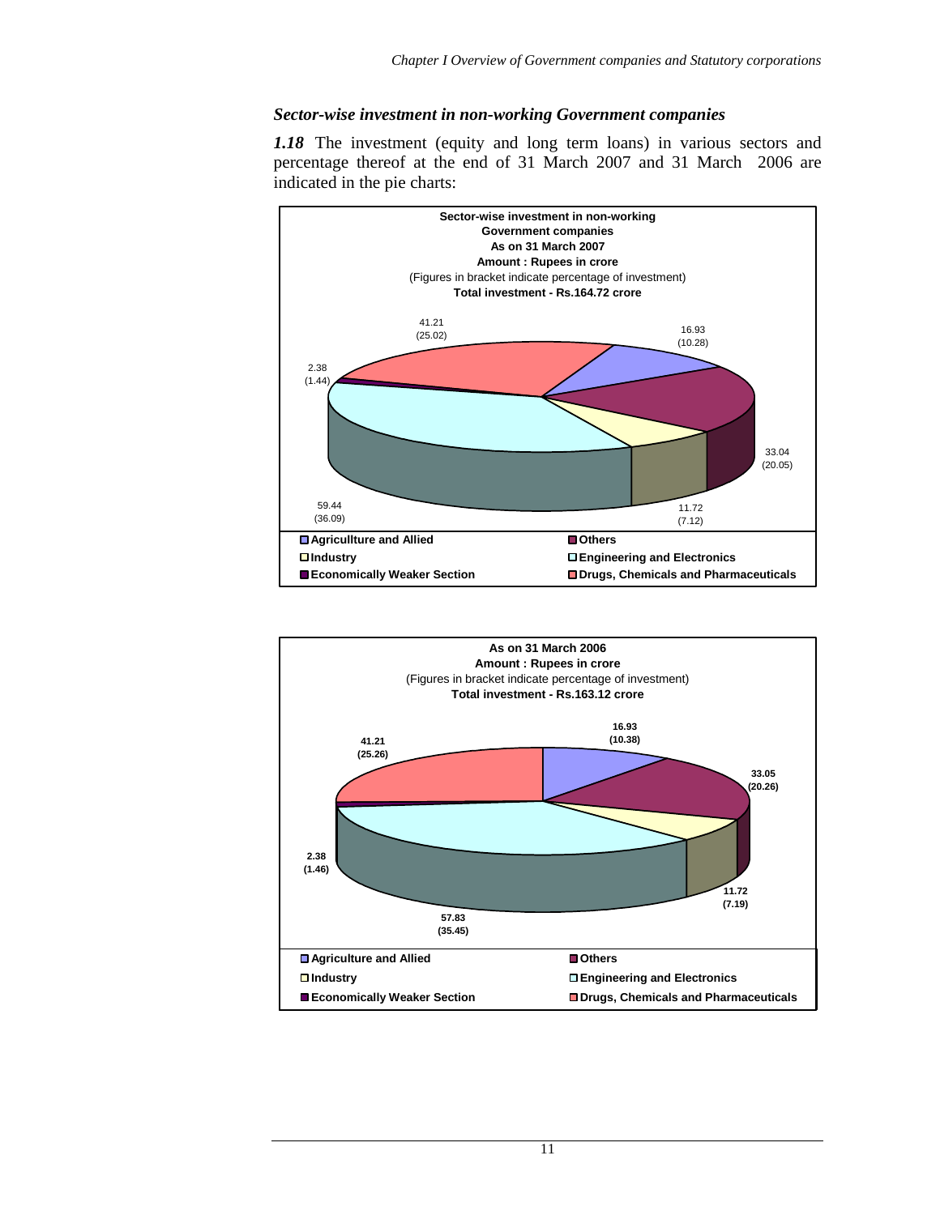### *Sector-wise investment in non-working Government companies*

***1.18*** The investment (equity and long term loans) in various sectors and percentage thereof at the end of 31 March 2007 and 31 March 2006 are indicated in the pie charts:

**Sector-wise investment in non-working Government companies As on 31 March 2007**
**Amount : Rupees in crore**
(Figures in bracket indicate percentage of investment)
**Total investment - Rs.164.72 crore**

| Sector | Amount | Percentage |
|---|---|---|
| Agricullture and Allied | 16.93 | (10.28) |
| Others | 33.04 | (20.05) |
| Industry | 11.72 | (7.12) |
| Engineering and Electronics | 59.44 | (36.09) |
| Economically Weaker Section | 2.38 | (1.44) |
| Drugs, Chemicals and Pharmaceuticals | 41.21 | (25.02) |

**As on 31 March 2006**
**Amount : Rupees in crore**
(Figures in bracket indicate percentage of investment)
**Total investment - Rs.163.12 crore**

| Sector | Amount | Percentage |
|---|---|---|
| Agriculture and Allied | 16.93 | (10.38) |
| Others | 33.05 | (20.26) |
| Industry | 11.72 | (7.19) |
| Engineering and Electronics | 57.83 | (35.45) |
| Economically Weaker Section | 2.38 | (1.46) |
| Drugs, Chemicals and Pharmaceuticals | 41.21 | (25.26) |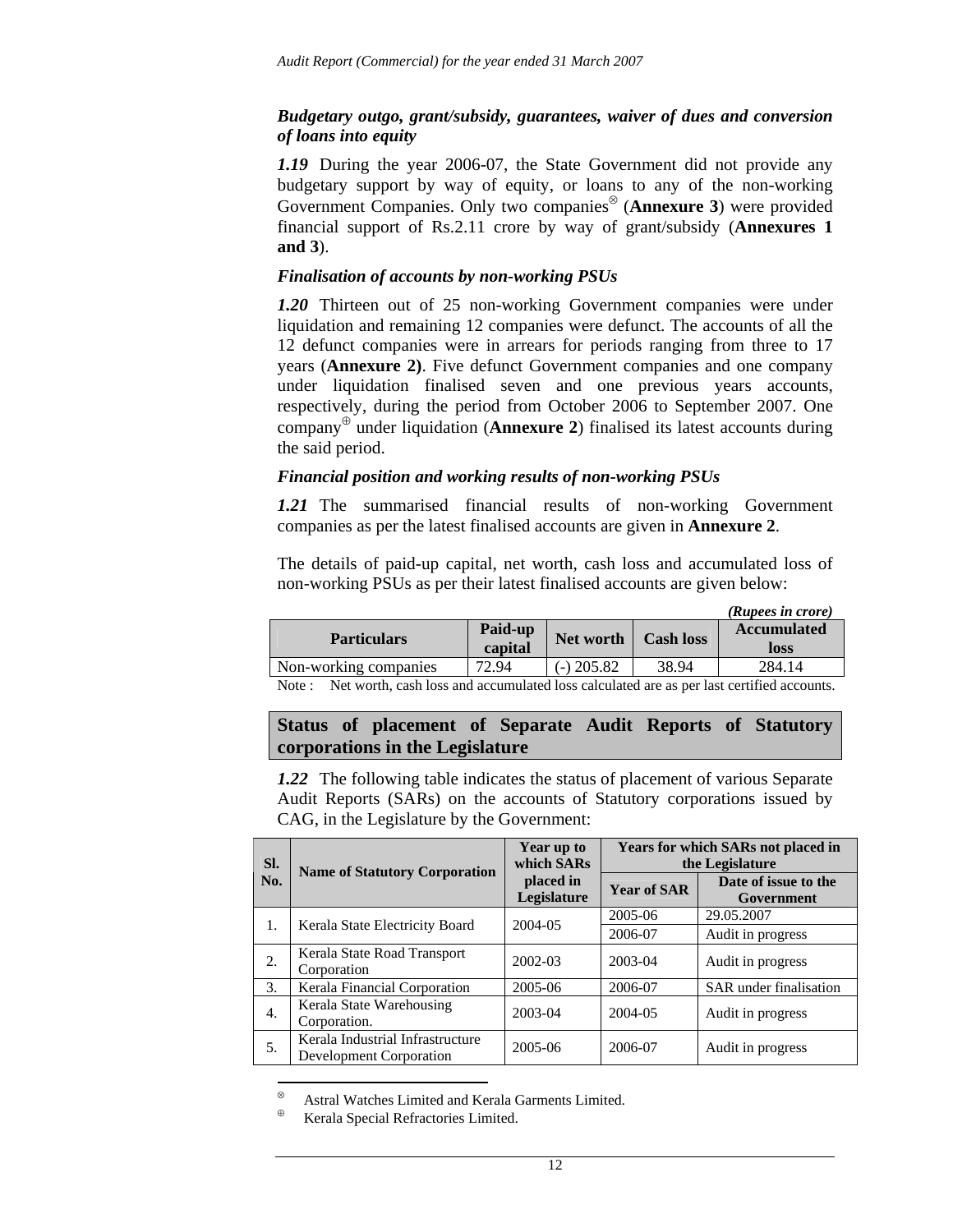***Budgetary outgo, grant/subsidy, guarantees, waiver of dues and conversion of loans into equity***

***1.19*** During the year 2006-07, the State Government did not provide any budgetary support by way of equity, or loans to any of the non-working Government Companies. Only two companies[⊗] (**Annexure 3**) were provided financial support of Rs.2.11 crore by way of grant/subsidy (**Annexures 1 and 3**).

***Finalisation of accounts by non-working PSUs***

***1.20*** Thirteen out of 25 non-working Government companies were under liquidation and remaining 12 companies were defunct. The accounts of all the 12 defunct companies were in arrears for periods ranging from three to 17 years (**Annexure 2)**. Five defunct Government companies and one company under liquidation finalised seven and one previous years accounts, respectively, during the period from October 2006 to September 2007. One company[⊕] under liquidation (**Annexure 2**) finalised its latest accounts during the said period.

***Financial position and working results of non-working PSUs***

***1.21*** The summarised financial results of non-working Government companies as per the latest finalised accounts are given in **Annexure 2**.

The details of paid-up capital, net worth, cash loss and accumulated loss of non-working PSUs as per their latest finalised accounts are given below:

*(Rupees in crore)*

| Particulars | Paid-up capital | Net worth | Cash loss | Accumulated loss |
|---|---|---|---|---|
| Non-working companies | 72.94 | (-) 205.82 | 38.94 | 284.14 |

Note : Net worth, cash loss and accumulated loss calculated are as per last certified accounts.

## Status of placement of Separate Audit Reports of Statutory corporations in the Legislature

***1.22*** The following table indicates the status of placement of various Separate Audit Reports (SARs) on the accounts of Statutory corporations issued by CAG, in the Legislature by the Government:

| Sl. No. | Name of Statutory Corporation | Year up to which SARs placed in Legislature | Years for which SARs not placed in the Legislature | |
|---|---|---|---|---|
| | | | Year of SAR | Date of issue to the Government |
| 1. | Kerala State Electricity Board | 2004-05 | 2005-06 | 29.05.2007 |
| | | | 2006-07 | Audit in progress |
| 2. | Kerala State Road Transport Corporation | 2002-03 | 2003-04 | Audit in progress |
| 3. | Kerala Financial Corporation | 2005-06 | 2006-07 | SAR under finalisation |
| 4. | Kerala State Warehousing Corporation. | 2003-04 | 2004-05 | Audit in progress |
| 5. | Kerala Industrial Infrastructure Development Corporation | 2005-06 | 2006-07 | Audit in progress |

[⊗] Astral Watches Limited and Kerala Garments Limited.

[⊕] Kerala Special Refractories Limited.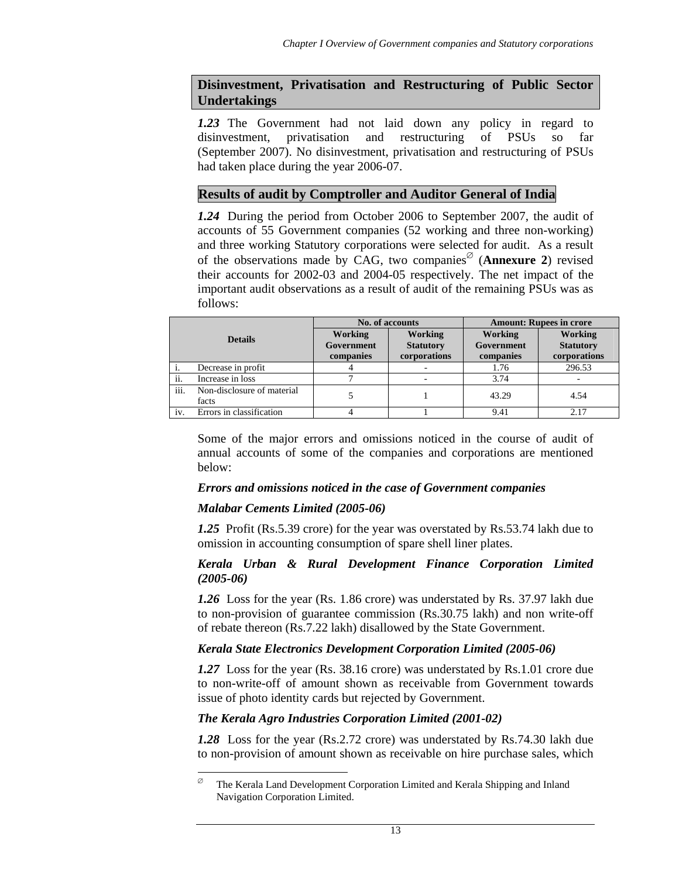## Disinvestment, Privatisation and Restructuring of Public Sector Undertakings

***1.23*** The Government had not laid down any policy in regard to disinvestment, privatisation and restructuring of PSUs so far (September 2007). No disinvestment, privatisation and restructuring of PSUs had taken place during the year 2006-07.

## Results of audit by Comptroller and Auditor General of India

***1.24*** During the period from October 2006 to September 2007, the audit of accounts of 55 Government companies (52 working and three non-working) and three working Statutory corporations were selected for audit. As a result of the observations made by CAG, two companies[∅] (**Annexure 2**) revised their accounts for 2002-03 and 2004-05 respectively. The net impact of the important audit observations as a result of audit of the remaining PSUs was as follows:

| Details | | No. of accounts | | Amount: Rupees in crore | |
|---|---|---|---|---|---|
| | | Working Government companies | Working Statutory corporations | Working Government companies | Working Statutory corporations |
| i. | Decrease in profit | 4 | - | 1.76 | 296.53 |
| ii. | Increase in loss | 7 | - | 3.74 | - |
| iii. | Non-disclosure of material facts | 5 | 1 | 43.29 | 4.54 |
| iv. | Errors in classification | 4 | 1 | 9.41 | 2.17 |

Some of the major errors and omissions noticed in the course of audit of annual accounts of some of the companies and corporations are mentioned below:

***Errors and omissions noticed in the case of Government companies***

***Malabar Cements Limited (2005-06)***

***1.25*** Profit (Rs.5.39 crore) for the year was overstated by Rs.53.74 lakh due to omission in accounting consumption of spare shell liner plates.

***Kerala Urban & Rural Development Finance Corporation Limited (2005-06)***

***1.26*** Loss for the year (Rs. 1.86 crore) was understated by Rs. 37.97 lakh due to non-provision of guarantee commission (Rs.30.75 lakh) and non write-off of rebate thereon (Rs.7.22 lakh) disallowed by the State Government.

***Kerala State Electronics Development Corporation Limited (2005-06)***

***1.27*** Loss for the year (Rs. 38.16 crore) was understated by Rs.1.01 crore due to non-write-off of amount shown as receivable from Government towards issue of photo identity cards but rejected by Government.

***The Kerala Agro Industries Corporation Limited (2001-02)***

***1.28*** Loss for the year (Rs.2.72 crore) was understated by Rs.74.30 lakh due to non-provision of amount shown as receivable on hire purchase sales, which

---

[∅] The Kerala Land Development Corporation Limited and Kerala Shipping and Inland Navigation Corporation Limited.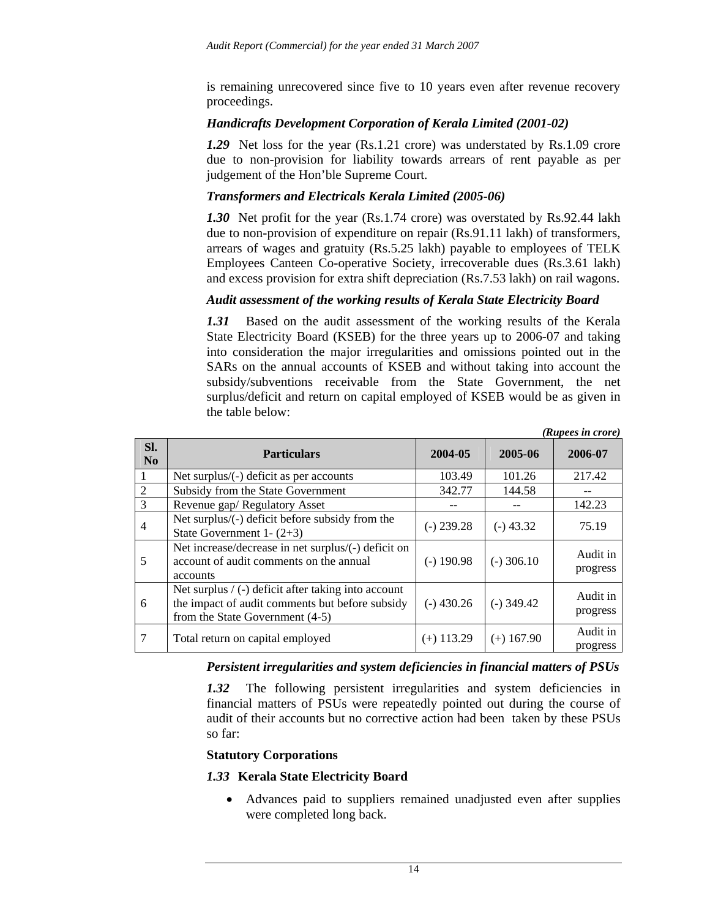is remaining unrecovered since five to 10 years even after revenue recovery proceedings.

***Handicrafts Development Corporation of Kerala Limited (2001-02)***

***1.29*** Net loss for the year (Rs.1.21 crore) was understated by Rs.1.09 crore due to non-provision for liability towards arrears of rent payable as per judgement of the Hon'ble Supreme Court.

***Transformers and Electricals Kerala Limited (2005-06)***

***1.30*** Net profit for the year (Rs.1.74 crore) was overstated by Rs.92.44 lakh due to non-provision of expenditure on repair (Rs.91.11 lakh) of transformers, arrears of wages and gratuity (Rs.5.25 lakh) payable to employees of TELK Employees Canteen Co-operative Society, irrecoverable dues (Rs.3.61 lakh) and excess provision for extra shift depreciation (Rs.7.53 lakh) on rail wagons.

***Audit assessment of the working results of Kerala State Electricity Board***

***1.31*** Based on the audit assessment of the working results of the Kerala State Electricity Board (KSEB) for the three years up to 2006-07 and taking into consideration the major irregularities and omissions pointed out in the SARs on the annual accounts of KSEB and without taking into account the subsidy/subventions receivable from the State Government, the net surplus/deficit and return on capital employed of KSEB would be as given in the table below:

***(Rupees in crore)***

| Sl. No | Particulars | 2004-05 | 2005-06 | 2006-07 |
|---|---|---|---|---|
| 1 | Net surplus/(-) deficit as per accounts | 103.49 | 101.26 | 217.42 |
| 2 | Subsidy from the State Government | 342.77 | 144.58 | -- |
| 3 | Revenue gap/ Regulatory Asset | -- | -- | 142.23 |
| 4 | Net surplus/(-) deficit before subsidy from the State Government 1- (2+3) | (-) 239.28 | (-) 43.32 | 75.19 |
| 5 | Net increase/decrease in net surplus/(-) deficit on account of audit comments on the annual accounts | (-) 190.98 | (-) 306.10 | Audit in progress |
| 6 | Net surplus / (-) deficit after taking into account the impact of audit comments but before subsidy from the State Government (4-5) | (-) 430.26 | (-) 349.42 | Audit in progress |
| 7 | Total return on capital employed | (+) 113.29 | (+) 167.90 | Audit in progress |

***Persistent irregularities and system deficiencies in financial matters of PSUs***

***1.32*** The following persistent irregularities and system deficiencies in financial matters of PSUs were repeatedly pointed out during the course of audit of their accounts but no corrective action had been taken by these PSUs so far:

**Statutory Corporations**

***1.33*** **Kerala State Electricity Board**

- Advances paid to suppliers remained unadjusted even after supplies were completed long back.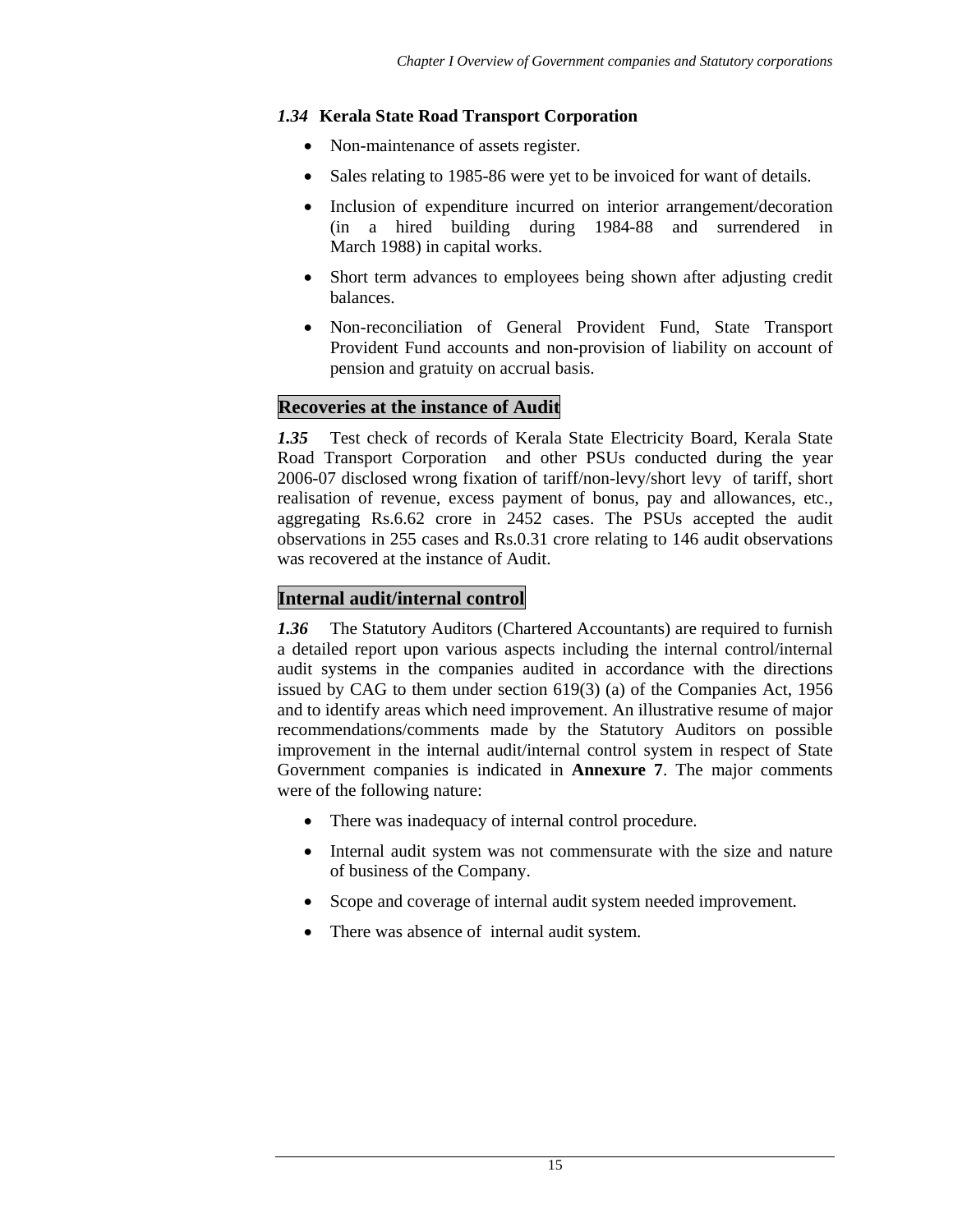### *1.34* Kerala State Road Transport Corporation

- Non-maintenance of assets register.
- Sales relating to 1985-86 were yet to be invoiced for want of details.
- Inclusion of expenditure incurred on interior arrangement/decoration (in a hired building during 1984-88 and surrendered in March 1988) in capital works.
- Short term advances to employees being shown after adjusting credit balances.
- Non-reconciliation of General Provident Fund, State Transport Provident Fund accounts and non-provision of liability on account of pension and gratuity on accrual basis.

## Recoveries at the instance of Audit

***1.35*** Test check of records of Kerala State Electricity Board, Kerala State Road Transport Corporation and other PSUs conducted during the year 2006-07 disclosed wrong fixation of tariff/non-levy/short levy of tariff, short realisation of revenue, excess payment of bonus, pay and allowances, etc., aggregating Rs.6.62 crore in 2452 cases. The PSUs accepted the audit observations in 255 cases and Rs.0.31 crore relating to 146 audit observations was recovered at the instance of Audit.

## Internal audit/internal control

***1.36*** The Statutory Auditors (Chartered Accountants) are required to furnish a detailed report upon various aspects including the internal control/internal audit systems in the companies audited in accordance with the directions issued by CAG to them under section 619(3) (a) of the Companies Act, 1956 and to identify areas which need improvement. An illustrative resume of major recommendations/comments made by the Statutory Auditors on possible improvement in the internal audit/internal control system in respect of State Government companies is indicated in **Annexure 7**. The major comments were of the following nature:

- There was inadequacy of internal control procedure.
- Internal audit system was not commensurate with the size and nature of business of the Company.
- Scope and coverage of internal audit system needed improvement.
- There was absence of internal audit system.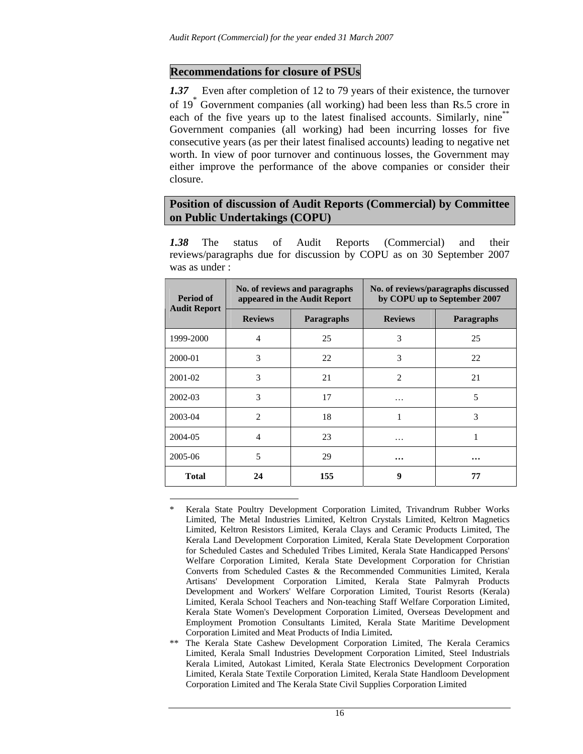## Recommendations for closure of PSUs

***1.37*** Even after completion of 12 to 79 years of their existence, the turnover of 19* Government companies (all working) had been less than Rs.5 crore in each of the five years up to the latest finalised accounts. Similarly, nine** Government companies (all working) had been incurring losses for five consecutive years (as per their latest finalised accounts) leading to negative net worth. In view of poor turnover and continuous losses, the Government may either improve the performance of the above companies or consider their closure.

## Position of discussion of Audit Reports (Commercial) by Committee on Public Undertakings (COPU)

***1.38*** The status of Audit Reports (Commercial) and their reviews/paragraphs due for discussion by COPU as on 30 September 2007 was as under :

| Period of Audit Report | No. of reviews and paragraphs appeared in the Audit Report | | No. of reviews/paragraphs discussed by COPU up to September 2007 | |
|---|---|---|---|---|
| | Reviews | Paragraphs | Reviews | Paragraphs |
| 1999-2000 | 4 | 25 | 3 | 25 |
| 2000-01 | 3 | 22 | 3 | 22 |
| 2001-02 | 3 | 21 | 2 | 21 |
| 2002-03 | 3 | 17 | … | 5 |
| 2003-04 | 2 | 18 | 1 | 3 |
| 2004-05 | 4 | 23 | … | 1 |
| 2005-06 | 5 | 29 | **…** | **…** |
| **Total** | **24** | **155** | **9** | **77** |

\* Kerala State Poultry Development Corporation Limited, Trivandrum Rubber Works Limited, The Metal Industries Limited, Keltron Crystals Limited, Keltron Magnetics Limited, Keltron Resistors Limited, Kerala Clays and Ceramic Products Limited, The Kerala Land Development Corporation Limited, Kerala State Development Corporation for Scheduled Castes and Scheduled Tribes Limited, Kerala State Handicapped Persons' Welfare Corporation Limited, Kerala State Development Corporation for Christian Converts from Scheduled Castes & the Recommended Communities Limited, Kerala Artisans' Development Corporation Limited, Kerala State Palmyrah Products Development and Workers' Welfare Corporation Limited, Tourist Resorts (Kerala) Limited, Kerala School Teachers and Non-teaching Staff Welfare Corporation Limited, Kerala State Women's Development Corporation Limited, Overseas Development and Employment Promotion Consultants Limited, Kerala State Maritime Development Corporation Limited and Meat Products of India Limited**.**

\** The Kerala State Cashew Development Corporation Limited, The Kerala Ceramics Limited, Kerala Small Industries Development Corporation Limited, Steel Industrials Kerala Limited, Autokast Limited, Kerala State Electronics Development Corporation Limited, Kerala State Textile Corporation Limited, Kerala State Handloom Development Corporation Limited and The Kerala State Civil Supplies Corporation Limited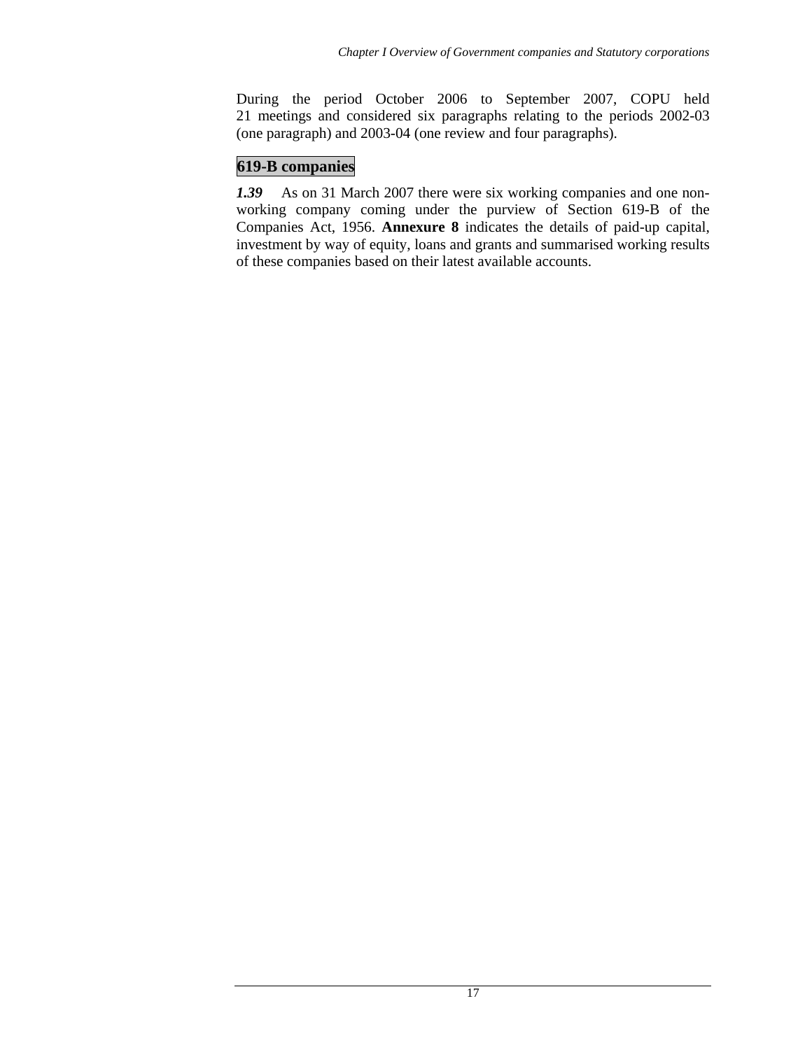During the period October 2006 to September 2007, COPU held 21 meetings and considered six paragraphs relating to the periods 2002-03 (one paragraph) and 2003-04 (one review and four paragraphs).

## 619-B companies

***1.39*** As on 31 March 2007 there were six working companies and one non-working company coming under the purview of Section 619-B of the Companies Act, 1956. **Annexure 8** indicates the details of paid-up capital, investment by way of equity, loans and grants and summarised working results of these companies based on their latest available accounts.